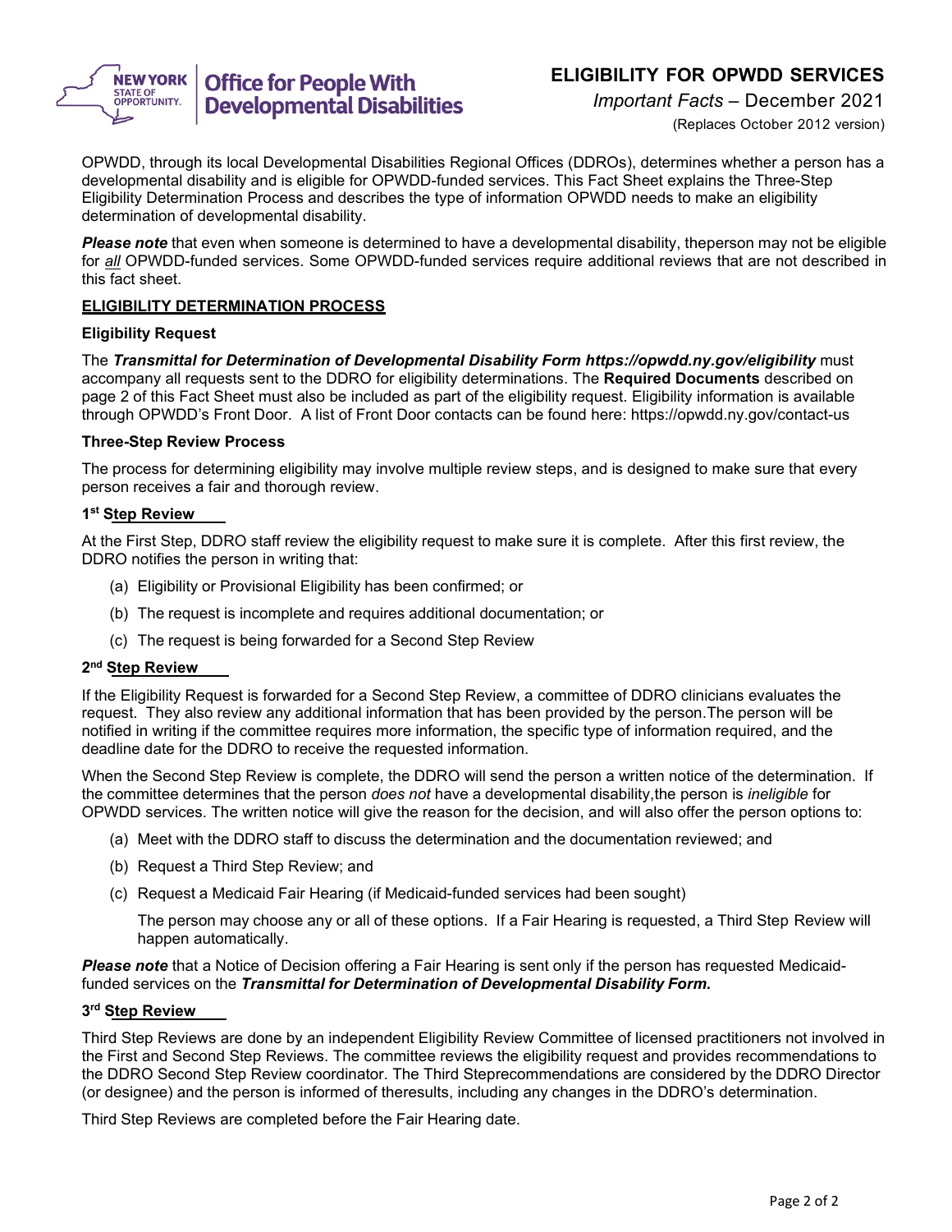# ELIGIBILITY FOR OPWDD SERVICES

*Important Facts* – December 2021

(Replaces October 2012 version)

OPWDD, through its local Developmental Disabilities Regional Offices (DDROs), determines whether a person has a developmental disability and is eligible for OPWDD-funded services. This Fact Sheet explains the Three-Step Eligibility Determination Process and describes the type of information OPWDD needs to make an eligibility determination of developmental disability.

***Please note*** that even when someone is determined to have a developmental disability, theperson may not be eligible for *all* OPWDD-funded services. Some OPWDD-funded services require additional reviews that are not described in this fact sheet.

## ELIGIBILITY DETERMINATION PROCESS

### Eligibility Request

The ***Transmittal for Determination of Developmental Disability Form https://opwdd.ny.gov/eligibility*** must accompany all requests sent to the DDRO for eligibility determinations. The **Required Documents** described on page 2 of this Fact Sheet must also be included as part of the eligibility request. Eligibility information is available through OPWDD's Front Door. A list of Front Door contacts can be found here: https://opwdd.ny.gov/contact-us

### Three-Step Review Process

The process for determining eligibility may involve multiple review steps, and is designed to make sure that every person receives a fair and thorough review.

#### 1st Step Review

At the First Step, DDRO staff review the eligibility request to make sure it is complete. After this first review, the DDRO notifies the person in writing that:

(a) Eligibility or Provisional Eligibility has been confirmed; or

(b) The request is incomplete and requires additional documentation; or

(c) The request is being forwarded for a Second Step Review

#### 2nd Step Review

If the Eligibility Request is forwarded for a Second Step Review, a committee of DDRO clinicians evaluates the request. They also review any additional information that has been provided by the person.The person will be notified in writing if the committee requires more information, the specific type of information required, and the deadline date for the DDRO to receive the requested information.

When the Second Step Review is complete, the DDRO will send the person a written notice of the determination. If the committee determines that the person *does not* have a developmental disability,the person is *ineligible* for OPWDD services. The written notice will give the reason for the decision, and will also offer the person options to:

(a) Meet with the DDRO staff to discuss the determination and the documentation reviewed; and

(b) Request a Third Step Review; and

(c) Request a Medicaid Fair Hearing (if Medicaid-funded services had been sought)

The person may choose any or all of these options. If a Fair Hearing is requested, a Third Step Review will happen automatically.

***Please note*** that a Notice of Decision offering a Fair Hearing is sent only if the person has requested Medicaid-funded services on the ***Transmittal for Determination of Developmental Disability Form.***

#### 3rd Step Review

Third Step Reviews are done by an independent Eligibility Review Committee of licensed practitioners not involved in the First and Second Step Reviews. The committee reviews the eligibility request and provides recommendations to the DDRO Second Step Review coordinator. The Third Steprecommendations are considered by the DDRO Director (or designee) and the person is informed of theresults, including any changes in the DDRO's determination.

Third Step Reviews are completed before the Fair Hearing date.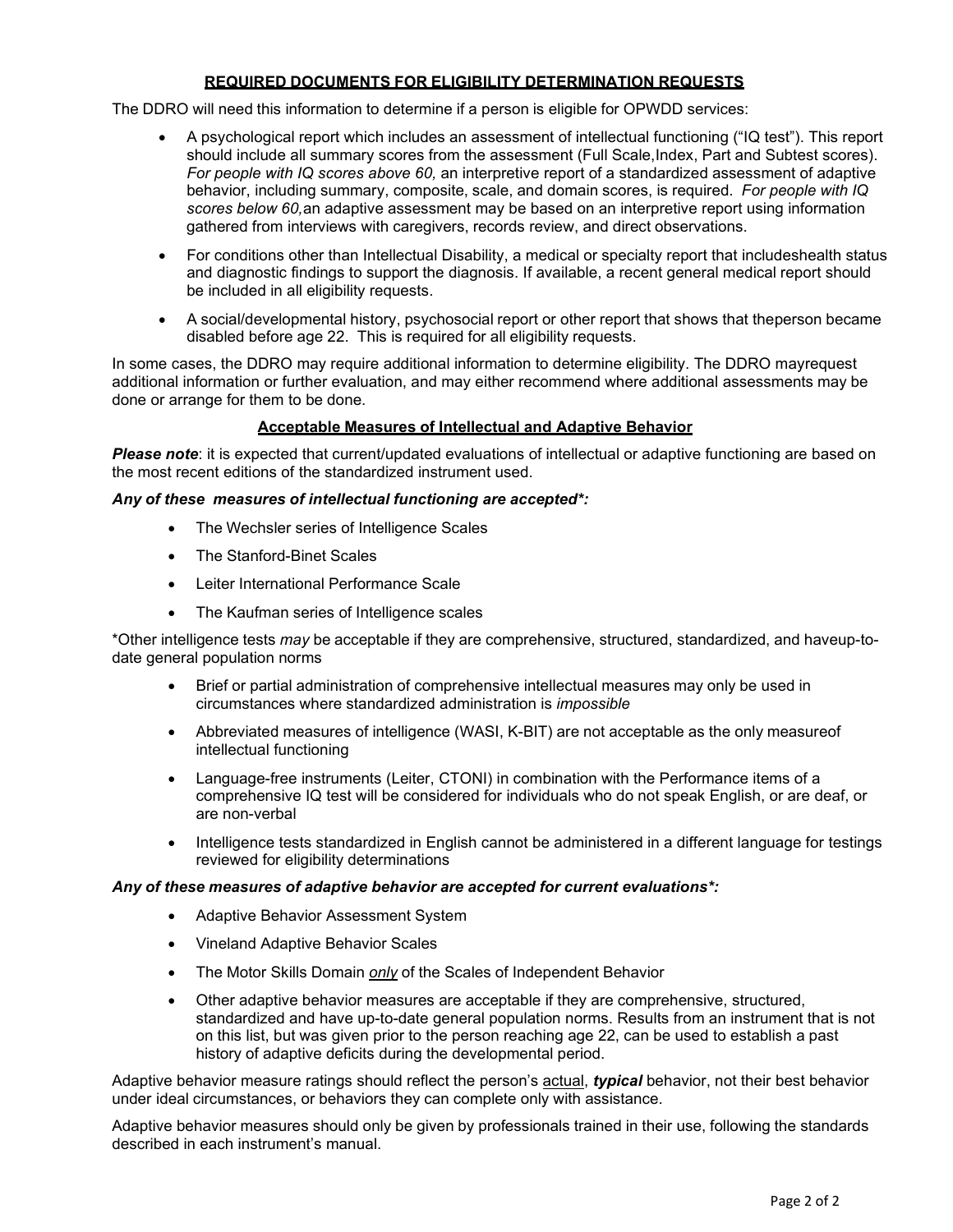## REQUIRED DOCUMENTS FOR ELIGIBILITY DETERMINATION REQUESTS

The DDRO will need this information to determine if a person is eligible for OPWDD services:

- A psychological report which includes an assessment of intellectual functioning ("IQ test"). This report should include all summary scores from the assessment (Full Scale,Index, Part and Subtest scores). *For people with IQ scores above 60,* an interpretive report of a standardized assessment of adaptive behavior, including summary, composite, scale, and domain scores, is required. *For people with IQ scores below 60,*an adaptive assessment may be based on an interpretive report using information gathered from interviews with caregivers, records review, and direct observations.
- For conditions other than Intellectual Disability, a medical or specialty report that includeshealth status and diagnostic findings to support the diagnosis. If available, a recent general medical report should be included in all eligibility requests.
- A social/developmental history, psychosocial report or other report that shows that theperson became disabled before age 22. This is required for all eligibility requests.

In some cases, the DDRO may require additional information to determine eligibility. The DDRO mayrequest additional information or further evaluation, and may either recommend where additional assessments may be done or arrange for them to be done.

### Acceptable Measures of Intellectual and Adaptive Behavior

***Please note***: it is expected that current/updated evaluations of intellectual or adaptive functioning are based on the most recent editions of the standardized instrument used.

***Any of these measures of intellectual functioning are accepted*:***

- The Wechsler series of Intelligence Scales
- The Stanford-Binet Scales
- Leiter International Performance Scale
- The Kaufman series of Intelligence scales

*Other intelligence tests *may* be acceptable if they are comprehensive, structured, standardized, and haveup-to-date general population norms

- Brief or partial administration of comprehensive intellectual measures may only be used in circumstances where standardized administration is *impossible*
- Abbreviated measures of intelligence (WASI, K-BIT) are not acceptable as the only measureof intellectual functioning
- Language-free instruments (Leiter, CTONI) in combination with the Performance items of a comprehensive IQ test will be considered for individuals who do not speak English, or are deaf, or are non-verbal
- Intelligence tests standardized in English cannot be administered in a different language for testings reviewed for eligibility determinations

***Any of these measures of adaptive behavior are accepted for current evaluations*:***

- Adaptive Behavior Assessment System
- Vineland Adaptive Behavior Scales
- The Motor Skills Domain ***only*** of the Scales of Independent Behavior
- Other adaptive behavior measures are acceptable if they are comprehensive, structured, standardized and have up-to-date general population norms. Results from an instrument that is not on this list, but was given prior to the person reaching age 22, can be used to establish a past history of adaptive deficits during the developmental period.

Adaptive behavior measure ratings should reflect the person's actual, ***typical*** behavior, not their best behavior under ideal circumstances, or behaviors they can complete only with assistance.

Adaptive behavior measures should only be given by professionals trained in their use, following the standards described in each instrument's manual.